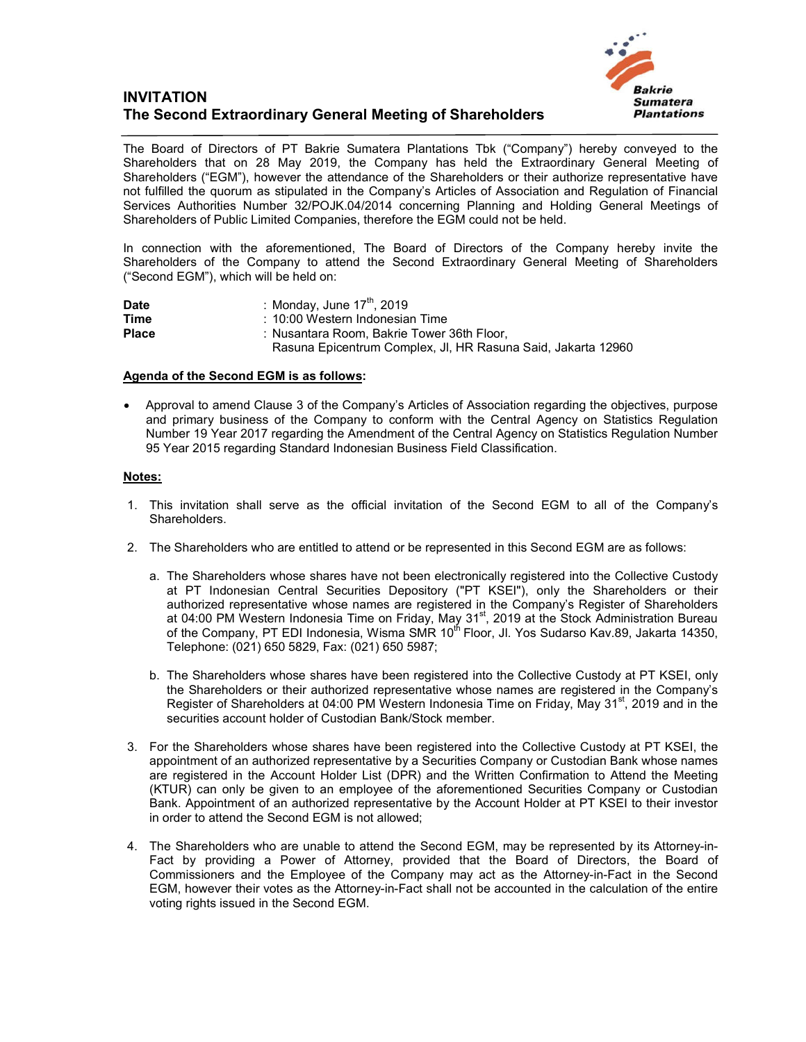# INVITATION
## The Second Extraordinary General Meeting of Shareholders

The Board of Directors of PT Bakrie Sumatera Plantations Tbk ("Company") hereby conveyed to the Shareholders that on 28 May 2019, the Company has held the Extraordinary General Meeting of Shareholders ("EGM"), however the attendance of the Shareholders or their authorize representative have not fulfilled the quorum as stipulated in the Company's Articles of Association and Regulation of Financial Services Authorities Number 32/POJK.04/2014 concerning Planning and Holding General Meetings of Shareholders of Public Limited Companies, therefore the EGM could not be held.

In connection with the aforementioned, The Board of Directors of the Company hereby invite the Shareholders of the Company to attend the Second Extraordinary General Meeting of Shareholders ("Second EGM"), which will be held on:

**Date** : Monday, June 17th, 2019
**Time** : 10:00 Western Indonesian Time
**Place** : Nusantara Room, Bakrie Tower 36th Floor, Rasuna Epicentrum Complex, Jl, HR Rasuna Said, Jakarta 12960

**Agenda of the Second EGM is as follows:**

- Approval to amend Clause 3 of the Company's Articles of Association regarding the objectives, purpose and primary business of the Company to conform with the Central Agency on Statistics Regulation Number 19 Year 2017 regarding the Amendment of the Central Agency on Statistics Regulation Number 95 Year 2015 regarding Standard Indonesian Business Field Classification.

**Notes:**

1. This invitation shall serve as the official invitation of the Second EGM to all of the Company's Shareholders.

2. The Shareholders who are entitled to attend or be represented in this Second EGM are as follows:

   a. The Shareholders whose shares have not been electronically registered into the Collective Custody at PT Indonesian Central Securities Depository ("PT KSEI"), only the Shareholders or their authorized representative whose names are registered in the Company's Register of Shareholders at 04:00 PM Western Indonesia Time on Friday, May 31st, 2019 at the Stock Administration Bureau of the Company, PT EDI Indonesia, Wisma SMR 10th Floor, Jl. Yos Sudarso Kav.89, Jakarta 14350, Telephone: (021) 650 5829, Fax: (021) 650 5987;

   b. The Shareholders whose shares have been registered into the Collective Custody at PT KSEI, only the Shareholders or their authorized representative whose names are registered in the Company's Register of Shareholders at 04:00 PM Western Indonesia Time on Friday, May 31st, 2019 and in the securities account holder of Custodian Bank/Stock member.

3. For the Shareholders whose shares have been registered into the Collective Custody at PT KSEI, the appointment of an authorized representative by a Securities Company or Custodian Bank whose names are registered in the Account Holder List (DPR) and the Written Confirmation to Attend the Meeting (KTUR) can only be given to an employee of the aforementioned Securities Company or Custodian Bank. Appointment of an authorized representative by the Account Holder at PT KSEI to their investor in order to attend the Second EGM is not allowed;

4. The Shareholders who are unable to attend the Second EGM, may be represented by its Attorney-in-Fact by providing a Power of Attorney, provided that the Board of Directors, the Board of Commissioners and the Employee of the Company may act as the Attorney-in-Fact in the Second EGM, however their votes as the Attorney-in-Fact shall not be accounted in the calculation of the entire voting rights issued in the Second EGM.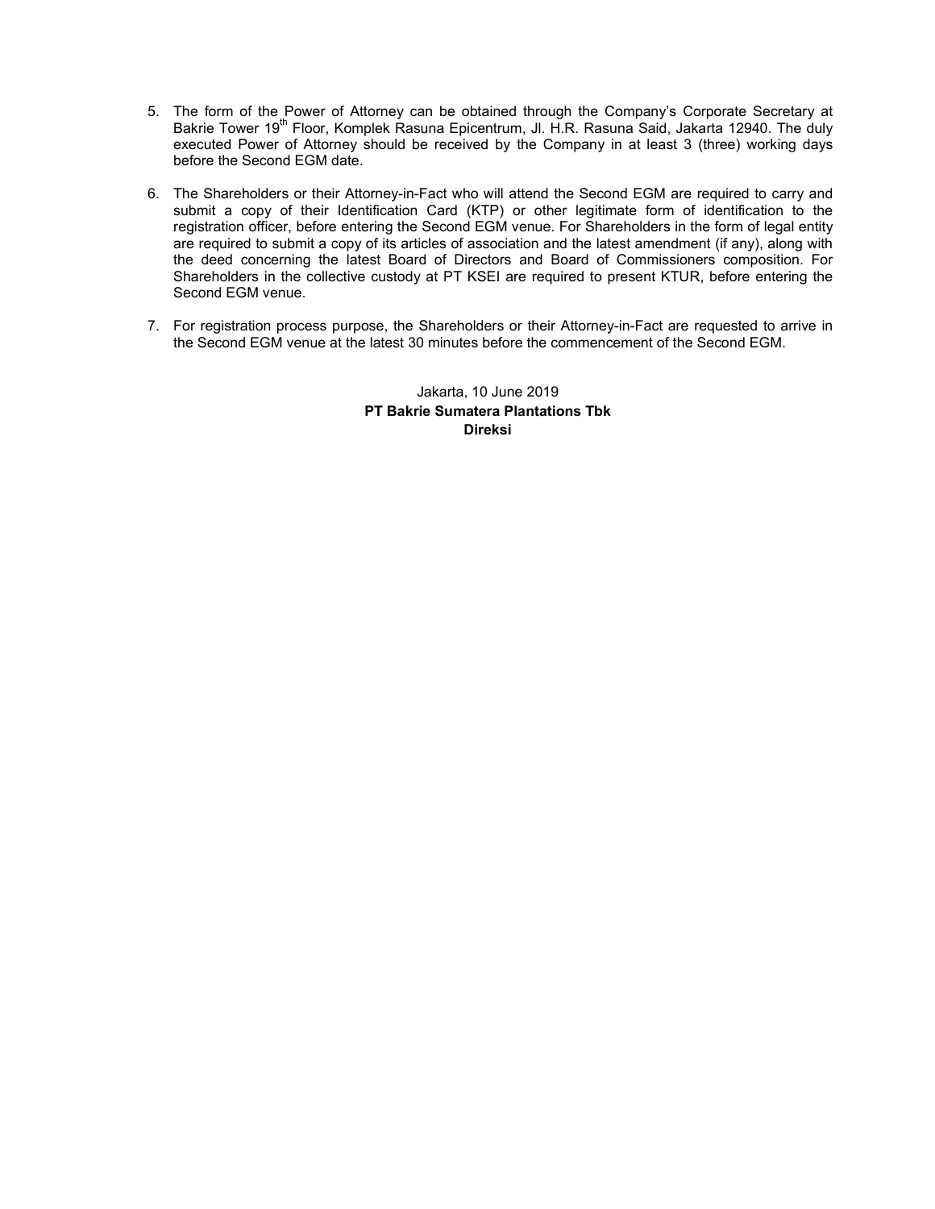5. The form of the Power of Attorney can be obtained through the Company's Corporate Secretary at Bakrie Tower 19th Floor, Komplek Rasuna Epicentrum, Jl. H.R. Rasuna Said, Jakarta 12940. The duly executed Power of Attorney should be received by the Company in at least 3 (three) working days before the Second EGM date.

6. The Shareholders or their Attorney-in-Fact who will attend the Second EGM are required to carry and submit a copy of their Identification Card (KTP) or other legitimate form of identification to the registration officer, before entering the Second EGM venue. For Shareholders in the form of legal entity are required to submit a copy of its articles of association and the latest amendment (if any), along with the deed concerning the latest Board of Directors and Board of Commissioners composition. For Shareholders in the collective custody at PT KSEI are required to present KTUR, before entering the Second EGM venue.

7. For registration process purpose, the Shareholders or their Attorney-in-Fact are requested to arrive in the Second EGM venue at the latest 30 minutes before the commencement of the Second EGM.

Jakarta, 10 June 2019
**PT Bakrie Sumatera Plantations Tbk**
**Direksi**